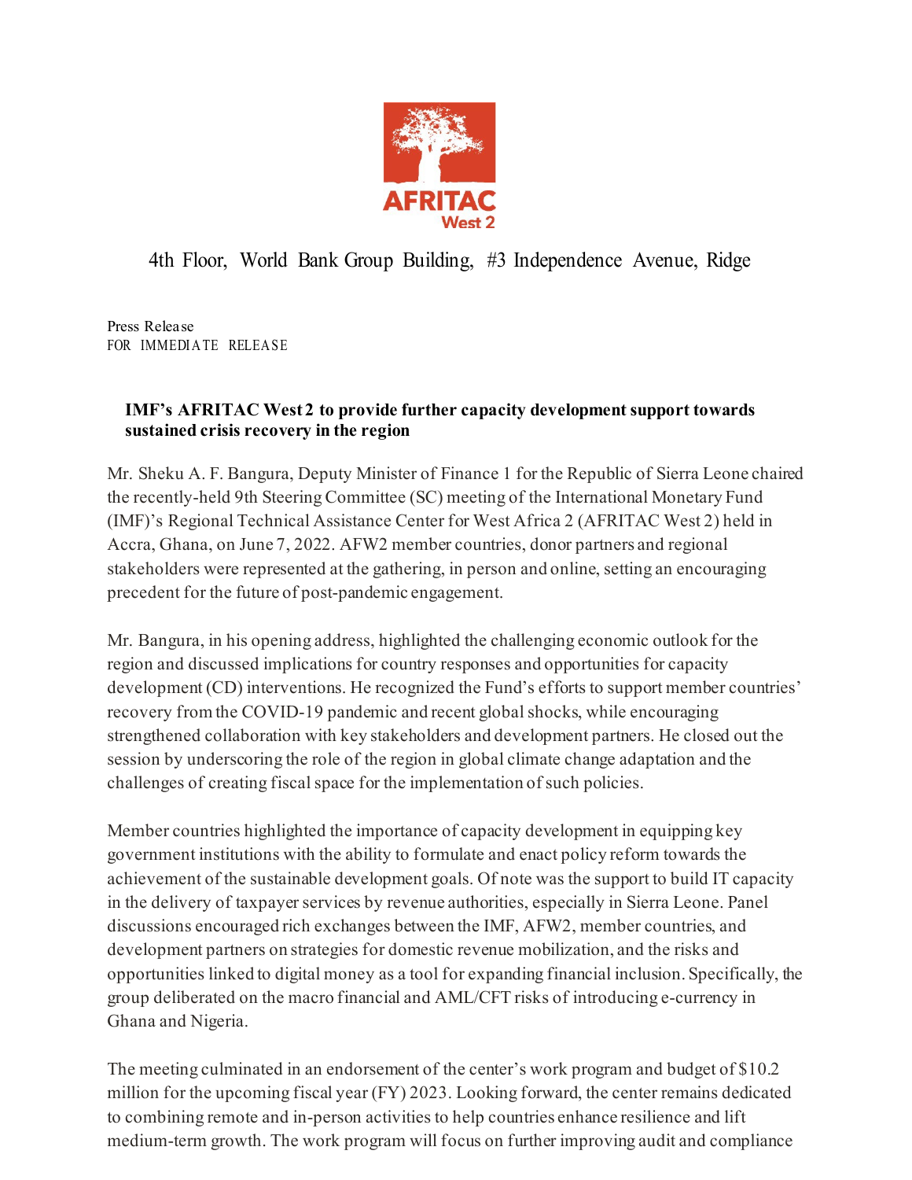AFRITAC West 2

4th Floor, World Bank Group Building, #3 Independence Avenue, Ridge

Press Release
FOR IMMEDIATE RELEASE

**IMF's AFRITAC West 2 to provide further capacity development support towards sustained crisis recovery in the region**

Mr. Sheku A. F. Bangura, Deputy Minister of Finance 1 for the Republic of Sierra Leone chaired the recently-held 9th Steering Committee (SC) meeting of the International Monetary Fund (IMF)'s Regional Technical Assistance Center for West Africa 2 (AFRITAC West 2) held in Accra, Ghana, on June 7, 2022. AFW2 member countries, donor partners and regional stakeholders were represented at the gathering, in person and online, setting an encouraging precedent for the future of post-pandemic engagement.

Mr. Bangura, in his opening address, highlighted the challenging economic outlook for the region and discussed implications for country responses and opportunities for capacity development (CD) interventions. He recognized the Fund's efforts to support member countries' recovery from the COVID-19 pandemic and recent global shocks, while encouraging strengthened collaboration with key stakeholders and development partners. He closed out the session by underscoring the role of the region in global climate change adaptation and the challenges of creating fiscal space for the implementation of such policies.

Member countries highlighted the importance of capacity development in equipping key government institutions with the ability to formulate and enact policy reform towards the achievement of the sustainable development goals. Of note was the support to build IT capacity in the delivery of taxpayer services by revenue authorities, especially in Sierra Leone. Panel discussions encouraged rich exchanges between the IMF, AFW2, member countries, and development partners on strategies for domestic revenue mobilization, and the risks and opportunities linked to digital money as a tool for expanding financial inclusion. Specifically, the group deliberated on the macro financial and AML/CFT risks of introducing e-currency in Ghana and Nigeria.

The meeting culminated in an endorsement of the center's work program and budget of $10.2 million for the upcoming fiscal year (FY) 2023. Looking forward, the center remains dedicated to combining remote and in-person activities to help countries enhance resilience and lift medium-term growth. The work program will focus on further improving audit and compliance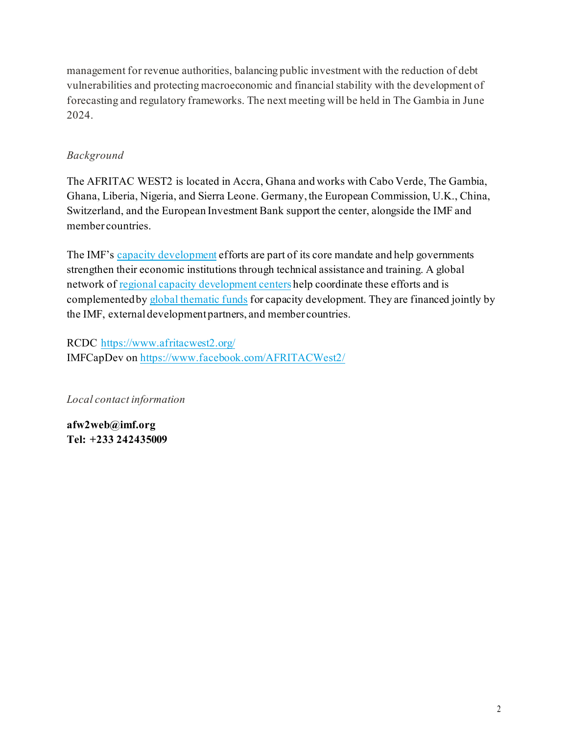management for revenue authorities, balancing public investment with the reduction of debt vulnerabilities and protecting macroeconomic and financial stability with the development of forecasting and regulatory frameworks. The next meeting will be held in The Gambia in June 2024.

*Background*

The AFRITAC WEST2 is located in Accra, Ghana and works with Cabo Verde, The Gambia, Ghana, Liberia, Nigeria, and Sierra Leone. Germany, the European Commission, U.K., China, Switzerland, and the European Investment Bank support the center, alongside the IMF and member countries.

The IMF's [capacity development]() efforts are part of its core mandate and help governments strengthen their economic institutions through technical assistance and training. A global network of [regional capacity development centers]() help coordinate these efforts and is complemented by [global thematic funds]() for capacity development. They are financed jointly by the IMF, external development partners, and member countries.

RCDC https://www.afritacwest2.org/
IMFCapDev on https://www.facebook.com/AFRITACWest2/

*Local contact information*

**afw2web@imf.org**
**Tel: +233 242435009**